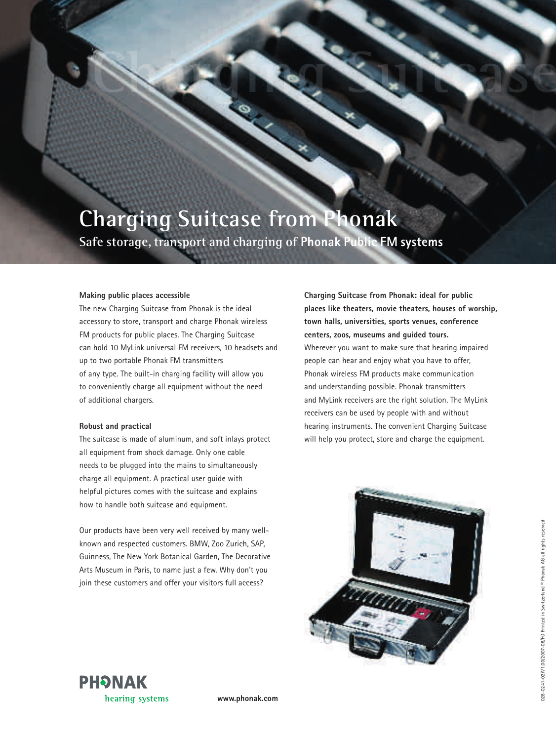# Charging Suitcase from Phonak

**Safe storage, transport and charging of Phonak Public FM systems**

**Making public places accessible**

The new Charging Suitcase from Phonak is the ideal accessory to store, transport and charge Phonak wireless FM products for public places. The Charging Suitcase can hold 10 MyLink universal FM receivers, 10 headsets and up to two portable Phonak FM transmitters of any type. The built-in charging facility will allow you to conveniently charge all equipment without the need of additional chargers.

**Robust and practical**

The suitcase is made of aluminum, and soft inlays protect all equipment from shock damage. Only one cable needs to be plugged into the mains to simultaneously charge all equipment. A practical user guide with helpful pictures comes with the suitcase and explains how to handle both suitcase and equipment.

Our products have been very well received by many well-known and respected customers. BMW, Zoo Zurich, SAP, Guinness, The New York Botanical Garden, The Decorative Arts Museum in Paris, to name just a few. Why don't you join these customers and offer your visitors full access?

**Charging Suitcase from Phonak: ideal for public places like theaters, movie theaters, houses of worship, town halls, universities, sports venues, conference centers, zoos, museums and guided tours.**

Wherever you want to make sure that hearing impaired people can hear and enjoy what you have to offer, Phonak wireless FM products make communication and understanding possible. Phonak transmitters and MyLink receivers are the right solution. The MyLink receivers can be used by people with and without hearing instruments. The convenient Charging Suitcase will help you protect, store and charge the equipment.

PHONAK
hearing systems

www.phonak.com

028-0241-02/V1.00/2007-08/FO Printed in Switzerland © Phonak AG all rights reserved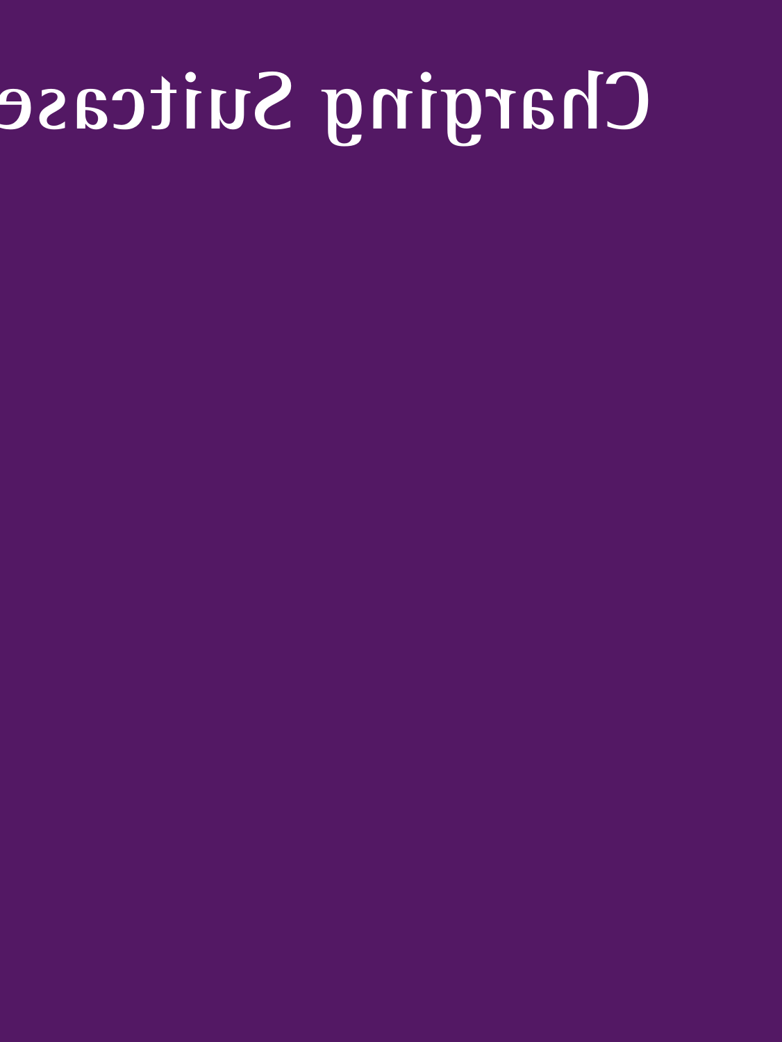# Charging Suitcase